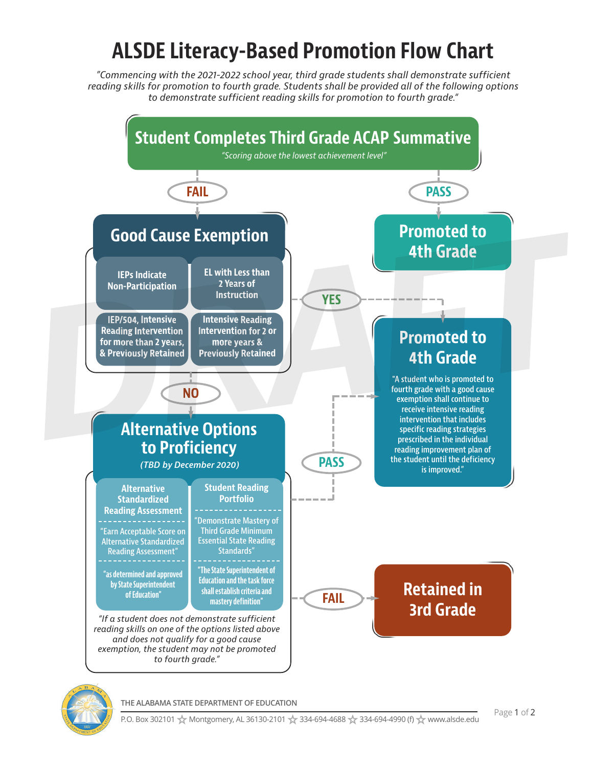# ALSDE Literacy-Based Promotion Flow Chart

*"Commencing with the 2021-2022 school year, third grade students shall demonstrate sufficient reading skills for promotion to fourth grade. Students shall be provided all of the following options to demonstrate sufficient reading skills for promotion to fourth grade."*

## Student Completes Third Grade ACAP Summative

*"Scoring above the lowest achievement level"*

**PASS** → **Promoted to 4th Grade**

**FAIL** → **Good Cause Exemption**

## Good Cause Exemption

- IEPs Indicate Non-Participation
- EL with Less than 2 Years of Instruction
- IEP/504, Intensive Reading Intervention for more than 2 years, & Previously Retained
- Intensive Reading Intervention for 2 or more years & Previously Retained

**YES** → **Promoted to 4th Grade**

"A student who is promoted to fourth grade with a good cause exemption shall continue to receive intensive reading intervention that includes specific reading strategies prescribed in the individual reading improvement plan of the student until the deficiency is improved."

**NO** → **Alternative Options to Proficiency**

## Alternative Options to Proficiency

*(TBD by December 2020)*

**Alternative Standardized Reading Assessment**

"Earn Acceptable Score on Alternative Standardized Reading Assessment"

"as determined and approved by State Superintendent of Education"

**Student Reading Portfolio**

"Demonstrate Mastery of Third Grade Minimum Essential State Reading Standards"

"The State Superintendent of Education and the task force shall establish criteria and mastery definition"

*"If a student does not demonstrate sufficient reading skills on one of the options listed above and does not qualify for a good cause exemption, the student may not be promoted to fourth grade."*

**PASS** → **Promoted to 4th Grade**

**FAIL** → **Retained in 3rd Grade**

DRAFT

THE ALABAMA STATE DEPARTMENT OF EDUCATION

P.O. Box 302101 ☆ Montgomery, AL 36130-2101 ☆ 334-694-4688 ☆ 334-694-4990 (f) ☆ www.alsde.edu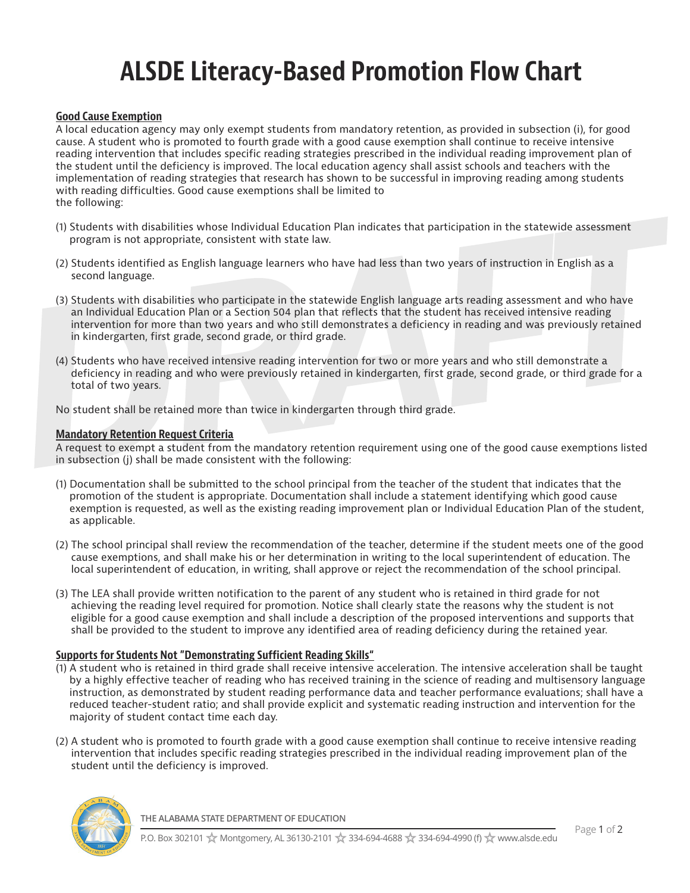# ALSDE Literacy-Based Promotion Flow Chart

**Good Cause Exemption**

A local education agency may only exempt students from mandatory retention, as provided in subsection (i), for good cause. A student who is promoted to fourth grade with a good cause exemption shall continue to receive intensive reading intervention that includes specific reading strategies prescribed in the individual reading improvement plan of the student until the deficiency is improved. The local education agency shall assist schools and teachers with the implementation of reading strategies that research has shown to be successful in improving reading among students with reading difficulties. Good cause exemptions shall be limited to the following:

(1) Students with disabilities whose Individual Education Plan indicates that participation in the statewide assessment program is not appropriate, consistent with state law.

(2) Students identified as English language learners who have had less than two years of instruction in English as a second language.

(3) Students with disabilities who participate in the statewide English language arts reading assessment and who have an Individual Education Plan or a Section 504 plan that reflects that the student has received intensive reading intervention for more than two years and who still demonstrates a deficiency in reading and was previously retained in kindergarten, first grade, second grade, or third grade.

(4) Students who have received intensive reading intervention for two or more years and who still demonstrate a deficiency in reading and who were previously retained in kindergarten, first grade, second grade, or third grade for a total of two years.

No student shall be retained more than twice in kindergarten through third grade.

**Mandatory Retention Request Criteria**

A request to exempt a student from the mandatory retention requirement using one of the good cause exemptions listed in subsection (j) shall be made consistent with the following:

(1) Documentation shall be submitted to the school principal from the teacher of the student that indicates that the promotion of the student is appropriate. Documentation shall include a statement identifying which good cause exemption is requested, as well as the existing reading improvement plan or Individual Education Plan of the student, as applicable.

(2) The school principal shall review the recommendation of the teacher, determine if the student meets one of the good cause exemptions, and shall make his or her determination in writing to the local superintendent of education. The local superintendent of education, in writing, shall approve or reject the recommendation of the school principal.

(3) The LEA shall provide written notification to the parent of any student who is retained in third grade for not achieving the reading level required for promotion. Notice shall clearly state the reasons why the student is not eligible for a good cause exemption and shall include a description of the proposed interventions and supports that shall be provided to the student to improve any identified area of reading deficiency during the retained year.

**Supports for Students Not "Demonstrating Sufficient Reading Skills"**

(1) A student who is retained in third grade shall receive intensive acceleration. The intensive acceleration shall be taught by a highly effective teacher of reading who has received training in the science of reading and multisensory language instruction, as demonstrated by student reading performance data and teacher performance evaluations; shall have a reduced teacher-student ratio; and shall provide explicit and systematic reading instruction and intervention for the majority of student contact time each day.

(2) A student who is promoted to fourth grade with a good cause exemption shall continue to receive intensive reading intervention that includes specific reading strategies prescribed in the individual reading improvement plan of the student until the deficiency is improved.